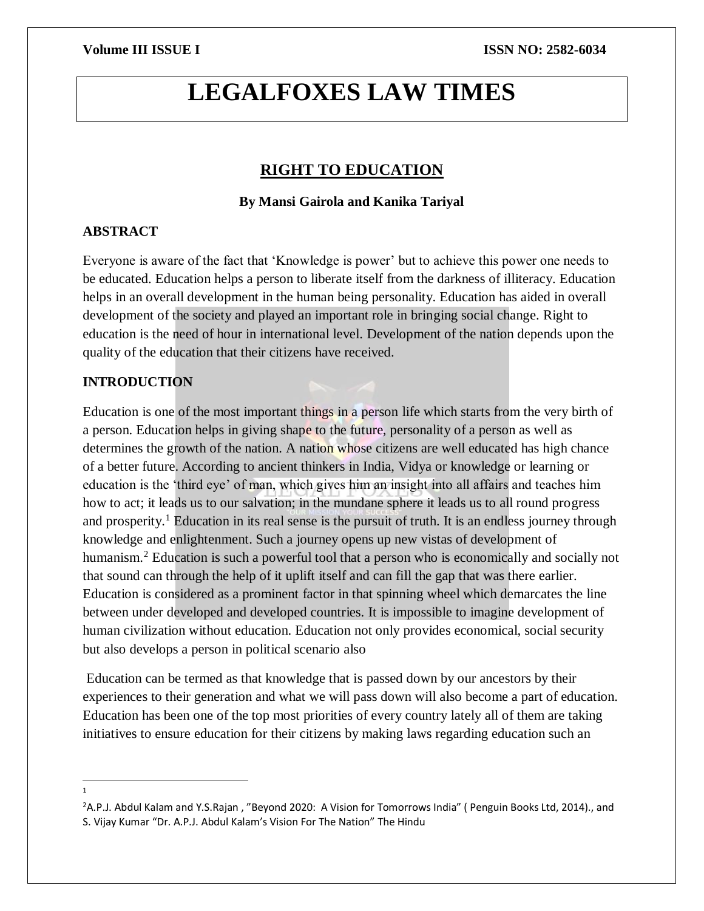# LEGALFOXES LAW TIMES

## RIGHT TO EDUCATION

**By Mansi Gairola and Kanika Tariyal**

### ABSTRACT

Everyone is aware of the fact that 'Knowledge is power' but to achieve this power one needs to be educated. Education helps a person to liberate itself from the darkness of illiteracy. Education helps in an overall development in the human being personality. Education has aided in overall development of the society and played an important role in bringing social change. Right to education is the need of hour in international level. Development of the nation depends upon the quality of the education that their citizens have received.

### INTRODUCTION

Education is one of the most important things in a person life which starts from the very birth of a person. Education helps in giving shape to the future, personality of a person as well as determines the growth of the nation. A nation whose citizens are well educated has high chance of a better future. According to ancient thinkers in India, Vidya or knowledge or learning or education is the 'third eye' of man, which gives him an insight into all affairs and teaches him how to act; it leads us to our salvation; in the mundane sphere it leads us to all round progress and prosperity.[1] Education in its real sense is the pursuit of truth. It is an endless journey through knowledge and enlightenment. Such a journey opens up new vistas of development of humanism.[2] Education is such a powerful tool that a person who is economically and socially not that sound can through the help of it uplift itself and can fill the gap that was there earlier. Education is considered as a prominent factor in that spinning wheel which demarcates the line between under developed and developed countries. It is impossible to imagine development of human civilization without education. Education not only provides economical, social security but also develops a person in political scenario also

Education can be termed as that knowledge that is passed down by our ancestors by their experiences to their generation and what we will pass down will also become a part of education. Education has been one of the top most priorities of every country lately all of them are taking initiatives to ensure education for their citizens by making laws regarding education such an

---

[1]

[2] A.P.J. Abdul Kalam and Y.S.Rajan , "Beyond 2020: A Vision for Tomorrows India" ( Penguin Books Ltd, 2014)., and S. Vijay Kumar "Dr. A.P.J. Abdul Kalam's Vision For The Nation" The Hindu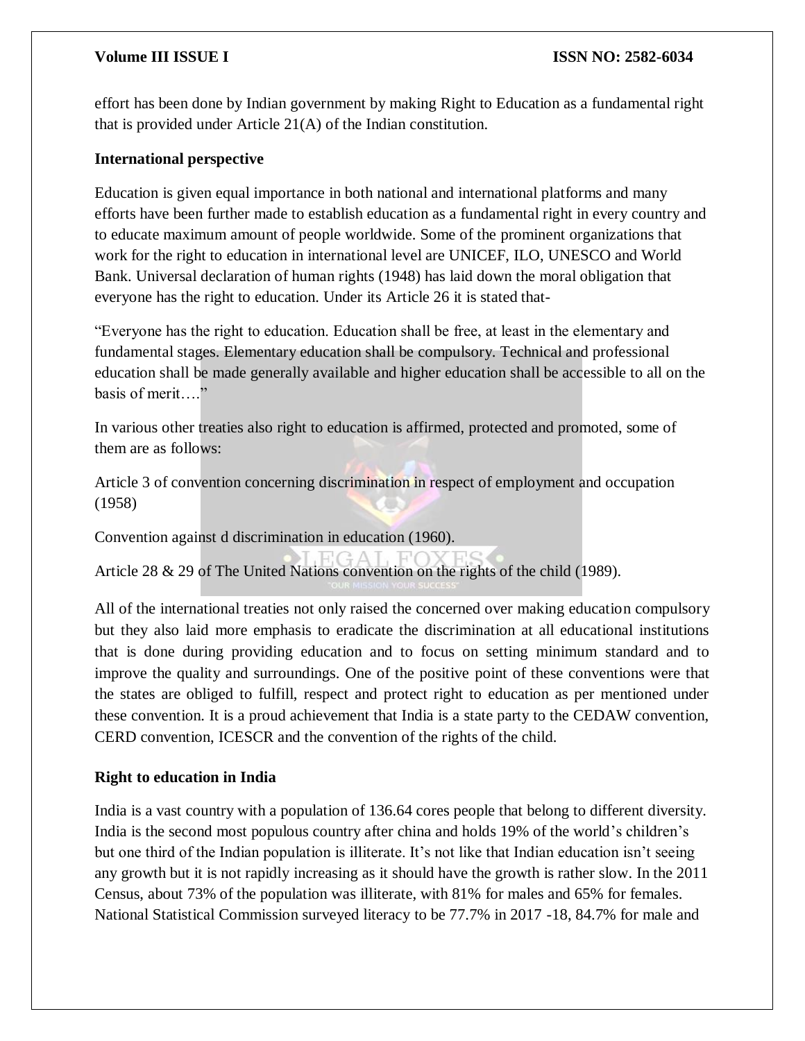effort has been done by Indian government by making Right to Education as a fundamental right that is provided under Article 21(A) of the Indian constitution.

**International perspective**

Education is given equal importance in both national and international platforms and many efforts have been further made to establish education as a fundamental right in every country and to educate maximum amount of people worldwide. Some of the prominent organizations that work for the right to education in international level are UNICEF, ILO, UNESCO and World Bank. Universal declaration of human rights (1948) has laid down the moral obligation that everyone has the right to education. Under its Article 26 it is stated that-

"Everyone has the right to education. Education shall be free, at least in the elementary and fundamental stages. Elementary education shall be compulsory. Technical and professional education shall be made generally available and higher education shall be accessible to all on the basis of merit…."

In various other treaties also right to education is affirmed, protected and promoted, some of them are as follows:

Article 3 of convention concerning discrimination in respect of employment and occupation (1958)

Convention against d discrimination in education (1960).

Article 28 & 29 of The United Nations convention on the rights of the child (1989).

All of the international treaties not only raised the concerned over making education compulsory but they also laid more emphasis to eradicate the discrimination at all educational institutions that is done during providing education and to focus on setting minimum standard and to improve the quality and surroundings. One of the positive point of these conventions were that the states are obliged to fulfill, respect and protect right to education as per mentioned under these convention. It is a proud achievement that India is a state party to the CEDAW convention, CERD convention, ICESCR and the convention of the rights of the child.

**Right to education in India**

India is a vast country with a population of 136.64 cores people that belong to different diversity. India is the second most populous country after china and holds 19% of the world's children's but one third of the Indian population is illiterate. It's not like that Indian education isn't seeing any growth but it is not rapidly increasing as it should have the growth is rather slow. In the 2011 Census, about 73% of the population was illiterate, with 81% for males and 65% for females. National Statistical Commission surveyed literacy to be 77.7% in 2017 -18, 84.7% for male and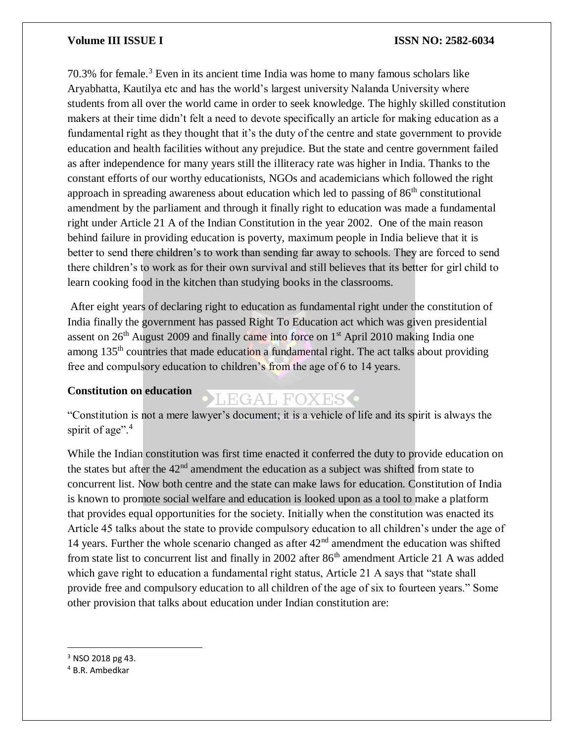70.3% for female.[3] Even in its ancient time India was home to many famous scholars like Aryabhatta, Kautilya etc and has the world's largest university Nalanda University where students from all over the world came in order to seek knowledge. The highly skilled constitution makers at their time didn't felt a need to devote specifically an article for making education as a fundamental right as they thought that it's the duty of the centre and state government to provide education and health facilities without any prejudice. But the state and centre government failed as after independence for many years still the illiteracy rate was higher in India. Thanks to the constant efforts of our worthy educationists, NGOs and academicians which followed the right approach in spreading awareness about education which led to passing of 86th constitutional amendment by the parliament and through it finally right to education was made a fundamental right under Article 21 A of the Indian Constitution in the year 2002. One of the main reason behind failure in providing education is poverty, maximum people in India believe that it is better to send there children's to work than sending far away to schools. They are forced to send there children's to work as for their own survival and still believes that its better for girl child to learn cooking food in the kitchen than studying books in the classrooms.

After eight years of declaring right to education as fundamental right under the constitution of India finally the government has passed Right To Education act which was given presidential assent on 26th August 2009 and finally came into force on 1st April 2010 making India one among 135th countries that made education a fundamental right. The act talks about providing free and compulsory education to children's from the age of 6 to 14 years.

**Constitution on education**

"Constitution is not a mere lawyer's document; it is a vehicle of life and its spirit is always the spirit of age".[4]

While the Indian constitution was first time enacted it conferred the duty to provide education on the states but after the 42nd amendment the education as a subject was shifted from state to concurrent list. Now both centre and the state can make laws for education. Constitution of India is known to promote social welfare and education is looked upon as a tool to make a platform that provides equal opportunities for the society. Initially when the constitution was enacted its Article 45 talks about the state to provide compulsory education to all children's under the age of 14 years. Further the whole scenario changed as after 42nd amendment the education was shifted from state list to concurrent list and finally in 2002 after 86th amendment Article 21 A was added which gave right to education a fundamental right status, Article 21 A says that "state shall provide free and compulsory education to all children of the age of six to fourteen years." Some other provision that talks about education under Indian constitution are:

---

[3] NSO 2018 pg 43.

[4] B.R. Ambedkar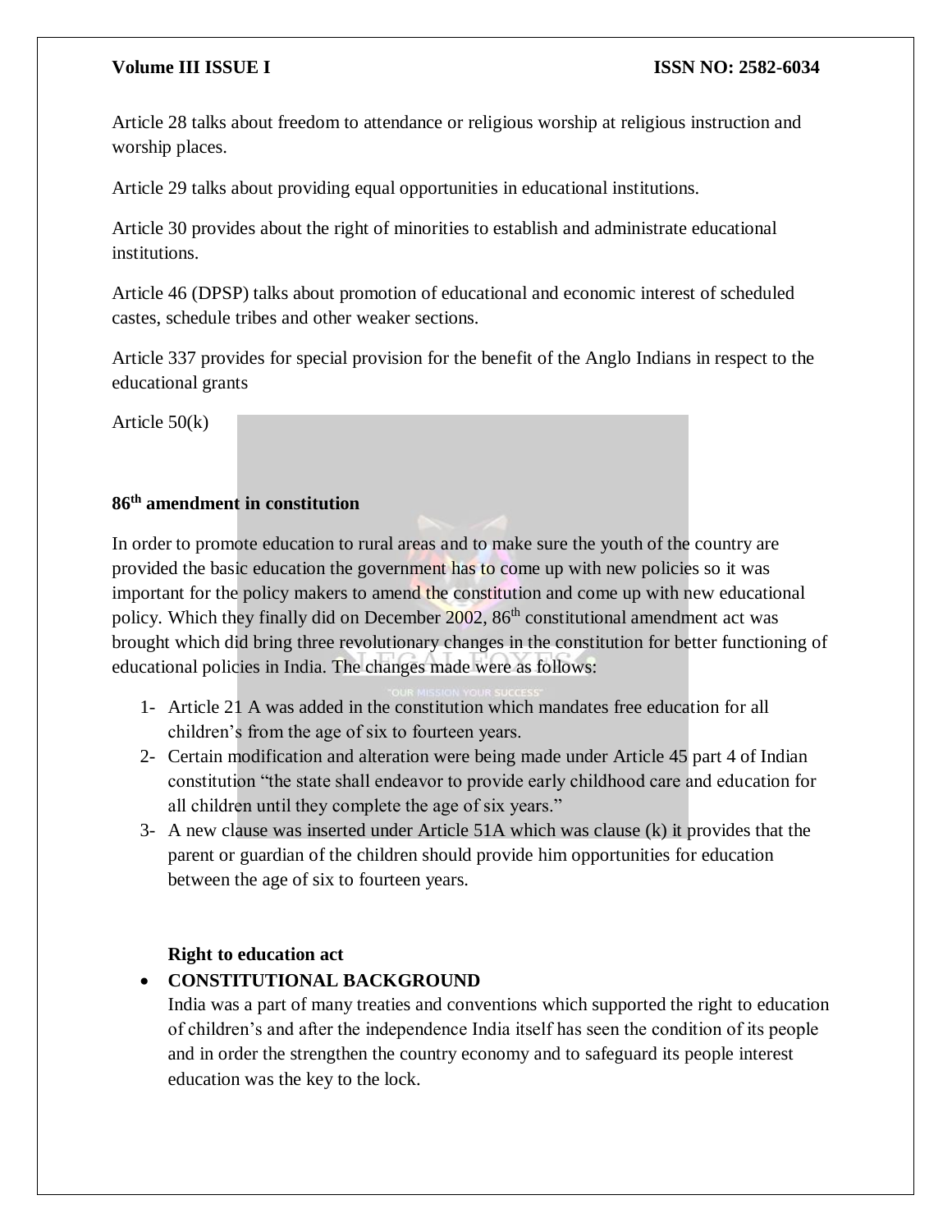Article 28 talks about freedom to attendance or religious worship at religious instruction and worship places.

Article 29 talks about providing equal opportunities in educational institutions.

Article 30 provides about the right of minorities to establish and administrate educational institutions.

Article 46 (DPSP) talks about promotion of educational and economic interest of scheduled castes, schedule tribes and other weaker sections.

Article 337 provides for special provision for the benefit of the Anglo Indians in respect to the educational grants

Article 50(k)

**86th amendment in constitution**

In order to promote education to rural areas and to make sure the youth of the country are provided the basic education the government has to come up with new policies so it was important for the policy makers to amend the constitution and come up with new educational policy. Which they finally did on December 2002, 86th constitutional amendment act was brought which did bring three revolutionary changes in the constitution for better functioning of educational policies in India. The changes made were as follows:

1- Article 21 A was added in the constitution which mandates free education for all children's from the age of six to fourteen years.
2- Certain modification and alteration were being made under Article 45 part 4 of Indian constitution "the state shall endeavor to provide early childhood care and education for all children until they complete the age of six years."
3- A new clause was inserted under Article 51A which was clause (k) it provides that the parent or guardian of the children should provide him opportunities for education between the age of six to fourteen years.

**Right to education act**

- **CONSTITUTIONAL BACKGROUND**

  India was a part of many treaties and conventions which supported the right to education of children's and after the independence India itself has seen the condition of its people and in order the strengthen the country economy and to safeguard its people interest education was the key to the lock.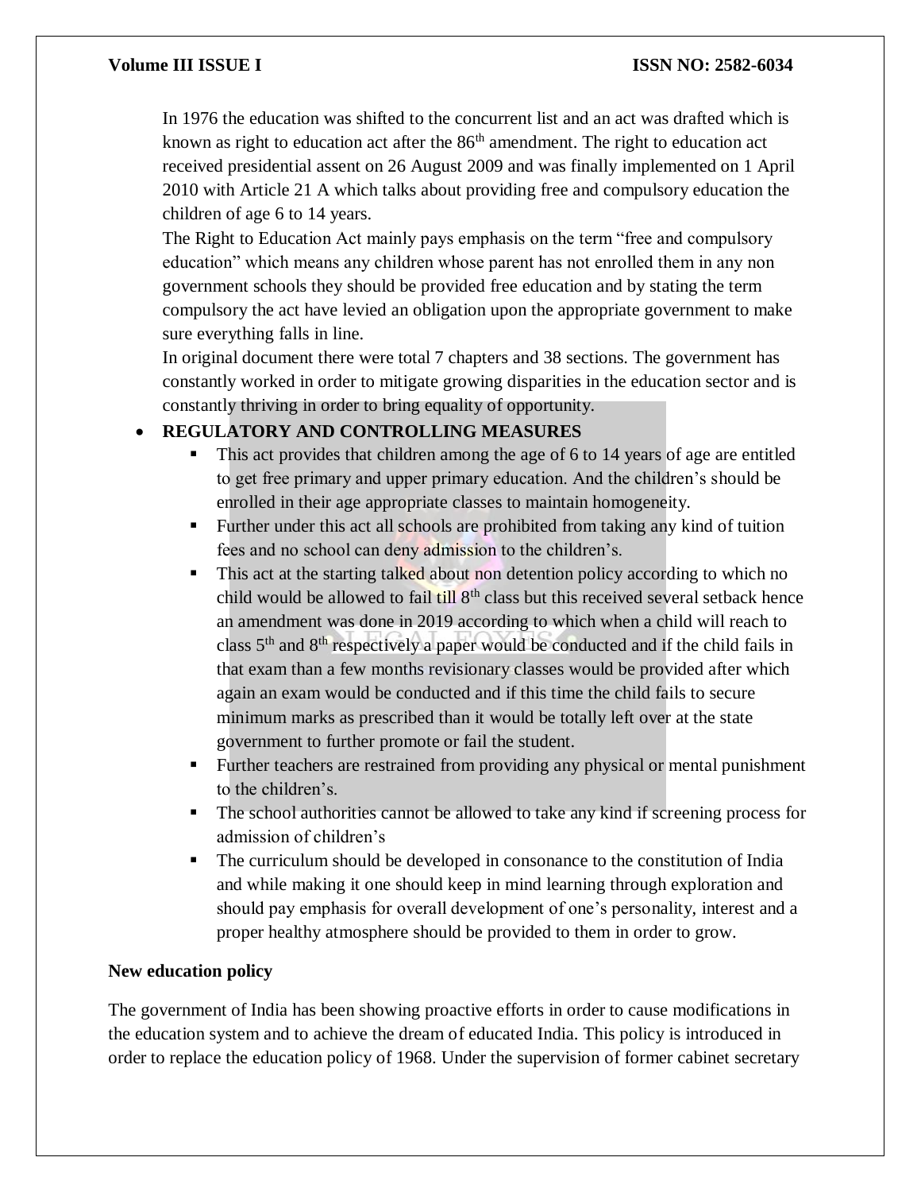In 1976 the education was shifted to the concurrent list and an act was drafted which is known as right to education act after the 86th amendment. The right to education act received presidential assent on 26 August 2009 and was finally implemented on 1 April 2010 with Article 21 A which talks about providing free and compulsory education the children of age 6 to 14 years.

The Right to Education Act mainly pays emphasis on the term "free and compulsory education" which means any children whose parent has not enrolled them in any non government schools they should be provided free education and by stating the term compulsory the act have levied an obligation upon the appropriate government to make sure everything falls in line.

In original document there were total 7 chapters and 38 sections. The government has constantly worked in order to mitigate growing disparities in the education sector and is constantly thriving in order to bring equality of opportunity.

- **REGULATORY AND CONTROLLING MEASURES**
  - This act provides that children among the age of 6 to 14 years of age are entitled to get free primary and upper primary education. And the children's should be enrolled in their age appropriate classes to maintain homogeneity.
  - Further under this act all schools are prohibited from taking any kind of tuition fees and no school can deny admission to the children's.
  - This act at the starting talked about non detention policy according to which no child would be allowed to fail till 8th class but this received several setback hence an amendment was done in 2019 according to which when a child will reach to class 5th and 8th respectively a paper would be conducted and if the child fails in that exam than a few months revisionary classes would be provided after which again an exam would be conducted and if this time the child fails to secure minimum marks as prescribed than it would be totally left over at the state government to further promote or fail the student.
  - Further teachers are restrained from providing any physical or mental punishment to the children's.
  - The school authorities cannot be allowed to take any kind if screening process for admission of children's
  - The curriculum should be developed in consonance to the constitution of India and while making it one should keep in mind learning through exploration and should pay emphasis for overall development of one's personality, interest and a proper healthy atmosphere should be provided to them in order to grow.

**New education policy**

The government of India has been showing proactive efforts in order to cause modifications in the education system and to achieve the dream of educated India. This policy is introduced in order to replace the education policy of 1968. Under the supervision of former cabinet secretary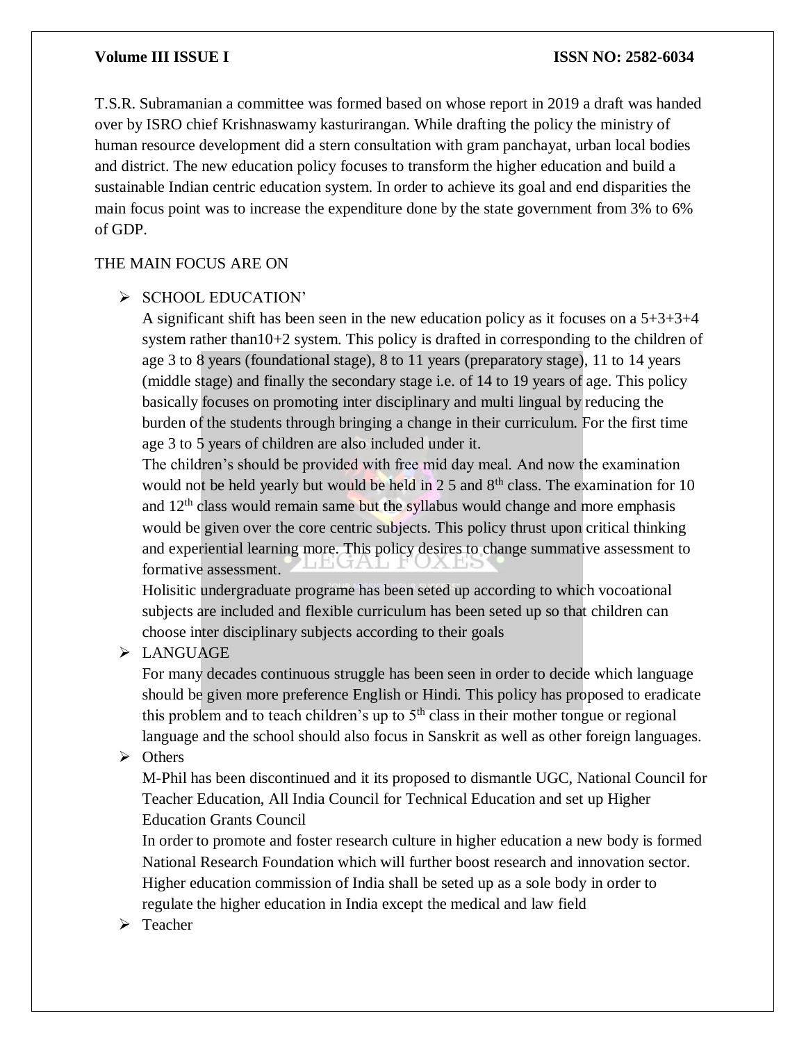T.S.R. Subramanian a committee was formed based on whose report in 2019 a draft was handed over by ISRO chief Krishnaswamy kasturirangan. While drafting the policy the ministry of human resource development did a stern consultation with gram panchayat, urban local bodies and district. The new education policy focuses to transform the higher education and build a sustainable Indian centric education system. In order to achieve its goal and end disparities the main focus point was to increase the expenditure done by the state government from 3% to 6% of GDP.

THE MAIN FOCUS ARE ON

- SCHOOL EDUCATION'

  A significant shift has been seen in the new education policy as it focuses on a 5+3+3+4 system rather than10+2 system. This policy is drafted in corresponding to the children of age 3 to 8 years (foundational stage), 8 to 11 years (preparatory stage), 11 to 14 years (middle stage) and finally the secondary stage i.e. of 14 to 19 years of age. This policy basically focuses on promoting inter disciplinary and multi lingual by reducing the burden of the students through bringing a change in their curriculum. For the first time age 3 to 5 years of children are also included under it.

  The children's should be provided with free mid day meal. And now the examination would not be held yearly but would be held in 2 5 and 8th class. The examination for 10 and 12th class would remain same but the syllabus would change and more emphasis would be given over the core centric subjects. This policy thrust upon critical thinking and experiential learning more. This policy desires to change summative assessment to formative assessment.

  Holisitic undergraduate programe has been seted up according to which vocoational subjects are included and flexible curriculum has been seted up so that children can choose inter disciplinary subjects according to their goals

- LANGUAGE

  For many decades continuous struggle has been seen in order to decide which language should be given more preference English or Hindi. This policy has proposed to eradicate this problem and to teach children's up to 5th class in their mother tongue or regional language and the school should also focus in Sanskrit as well as other foreign languages.

- Others

  M-Phil has been discontinued and it its proposed to dismantle UGC, National Council for Teacher Education, All India Council for Technical Education and set up Higher Education Grants Council

  In order to promote and foster research culture in higher education a new body is formed National Research Foundation which will further boost research and innovation sector. Higher education commission of India shall be seted up as a sole body in order to regulate the higher education in India except the medical and law field

- Teacher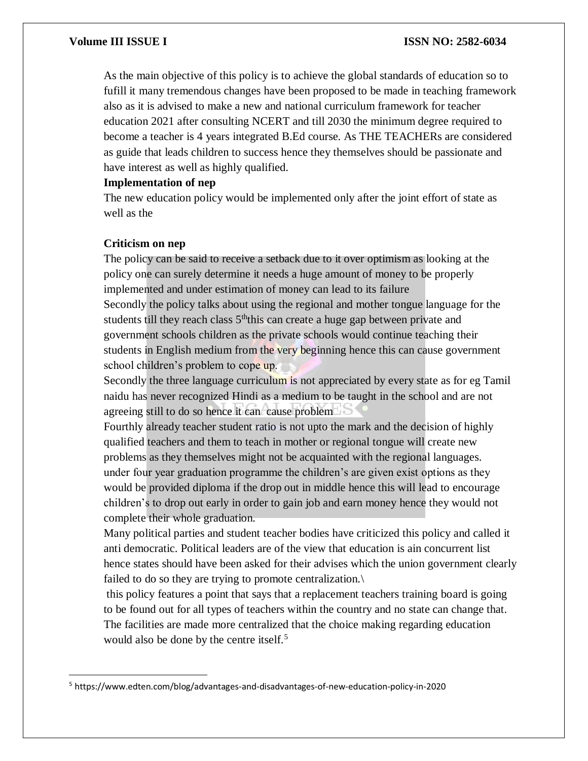As the main objective of this policy is to achieve the global standards of education so to fufill it many tremendous changes have been proposed to be made in teaching framework also as it is advised to make a new and national curriculum framework for teacher education 2021 after consulting NCERT and till 2030 the minimum degree required to become a teacher is 4 years integrated B.Ed course. As THE TEACHERs are considered as guide that leads children to success hence they themselves should be passionate and have interest as well as highly qualified.

**Implementation of nep**

The new education policy would be implemented only after the joint effort of state as well as the

**Criticism on nep**

The policy can be said to receive a setback due to it over optimism as looking at the policy one can surely determine it needs a huge amount of money to be properly implemented and under estimation of money can lead to its failure

Secondly the policy talks about using the regional and mother tongue language for the students till they reach class 5$^{th}$this can create a huge gap between private and government schools children as the private schools would continue teaching their students in English medium from the very beginning hence this can cause government school children's problem to cope up.

Secondly the three language curriculum is not appreciated by every state as for eg Tamil naidu has never recognized Hindi as a medium to be taught in the school and are not agreeing still to do so hence it can cause problem

Fourthly already teacher student ratio is not upto the mark and the decision of highly qualified teachers and them to teach in mother or regional tongue will create new problems as they themselves might not be acquainted with the regional languages.

under four year graduation programme the children's are given exist options as they would be provided diploma if the drop out in middle hence this will lead to encourage children's to drop out early in order to gain job and earn money hence they would not complete their whole graduation.

Many political parties and student teacher bodies have criticized this policy and called it anti democratic. Political leaders are of the view that education is ain concurrent list hence states should have been asked for their advises which the union government clearly failed to do so they are trying to promote centralization.\

this policy features a point that says that a replacement teachers training board is going to be found out for all types of teachers within the country and no state can change that. The facilities are made more centralized that the choice making regarding education would also be done by the centre itself.[5]

---

[5] https://www.edten.com/blog/advantages-and-disadvantages-of-new-education-policy-in-2020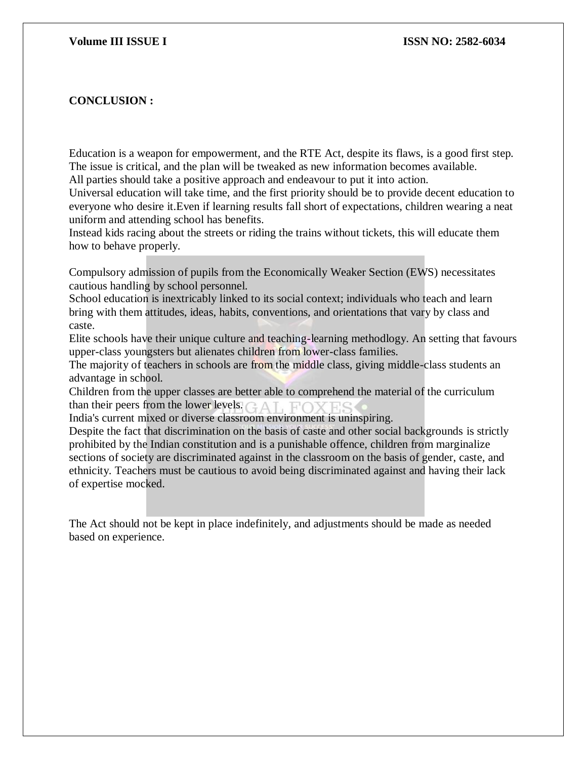**CONCLUSION :**

Education is a weapon for empowerment, and the RTE Act, despite its flaws, is a good first step. The issue is critical, and the plan will be tweaked as new information becomes available.
All parties should take a positive approach and endeavour to put it into action.
Universal education will take time, and the first priority should be to provide decent education to everyone who desire it.Even if learning results fall short of expectations, children wearing a neat uniform and attending school has benefits.
Instead kids racing about the streets or riding the trains without tickets, this will educate them how to behave properly.

Compulsory admission of pupils from the Economically Weaker Section (EWS) necessitates cautious handling by school personnel.
School education is inextricably linked to its social context; individuals who teach and learn bring with them attitudes, ideas, habits, conventions, and orientations that vary by class and caste.
Elite schools have their unique culture and teaching-learning methodlogy. An setting that favours upper-class youngsters but alienates children from lower-class families.
The majority of teachers in schools are from the middle class, giving middle-class students an advantage in school.
Children from the upper classes are better able to comprehend the material of the curriculum than their peers from the lower levels.
India's current mixed or diverse classroom environment is uninspiring.
Despite the fact that discrimination on the basis of caste and other social backgrounds is strictly prohibited by the Indian constitution and is a punishable offence, children from marginalize sections of society are discriminated against in the classroom on the basis of gender, caste, and ethnicity. Teachers must be cautious to avoid being discriminated against and having their lack of expertise mocked.

The Act should not be kept in place indefinitely, and adjustments should be made as needed based on experience.